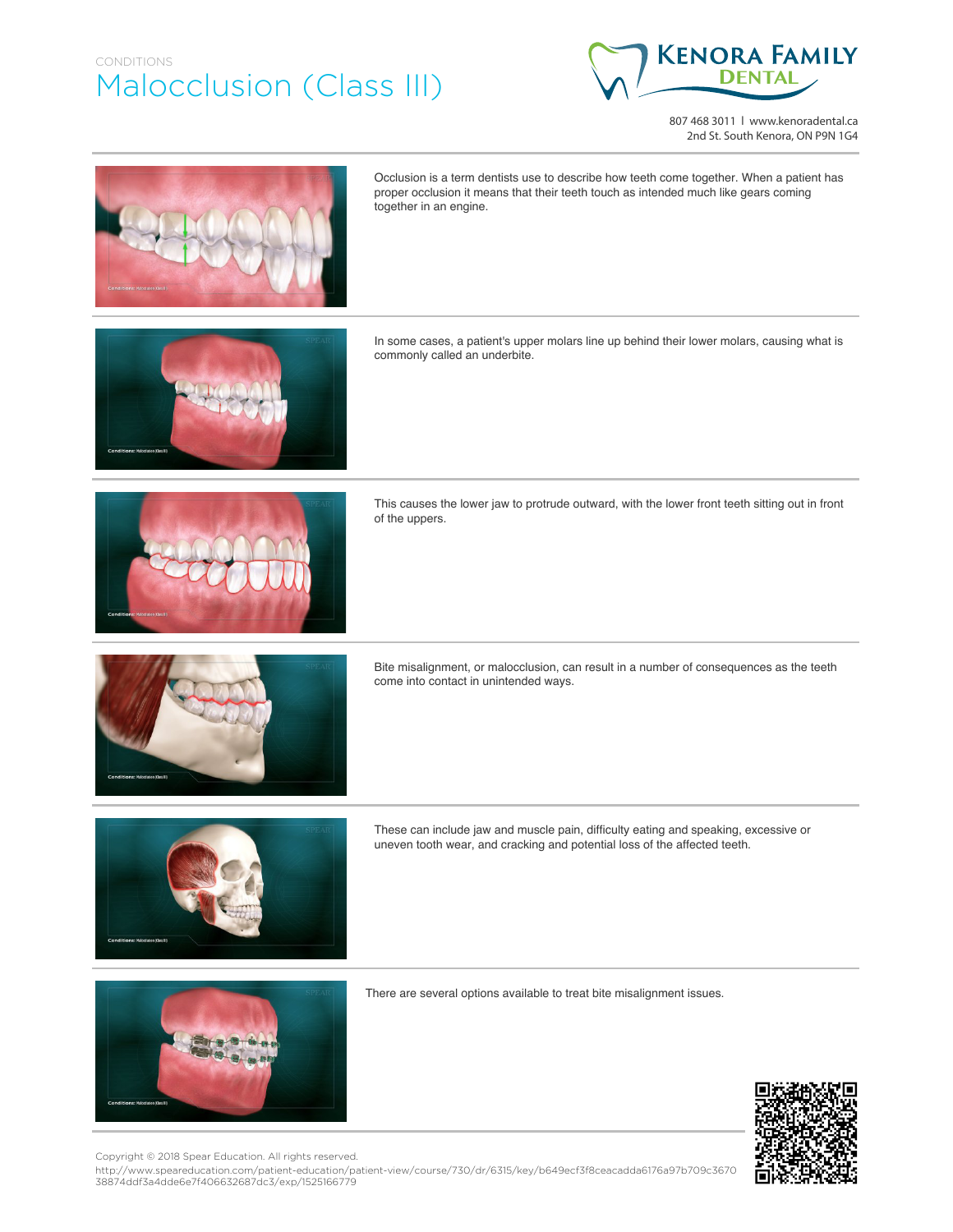CONDITIONS

# Malocclusion (Class III)

**KENORA FAMILY DENTAL**

807 468 3011 | www.kenoradental.ca
2nd St. South Kenora, ON P9N 1G4

Occlusion is a term dentists use to describe how teeth come together. When a patient has proper occlusion it means that their teeth touch as intended much like gears coming together in an engine.

In some cases, a patient's upper molars line up behind their lower molars, causing what is commonly called an underbite.

This causes the lower jaw to protrude outward, with the lower front teeth sitting out in front of the uppers.

Bite misalignment, or malocclusion, can result in a number of consequences as the teeth come into contact in unintended ways.

These can include jaw and muscle pain, difficulty eating and speaking, excessive or uneven tooth wear, and cracking and potential loss of the affected teeth.

There are several options available to treat bite misalignment issues.

Copyright © 2018 Spear Education. All rights reserved.
http://www.speareducation.com/patient-education/patient-view/course/730/dr/6315/key/b649ecf3f8ceacadda6176a97b709c3670 38874ddf3a4dde6e7f406632687dc3/exp/1525166779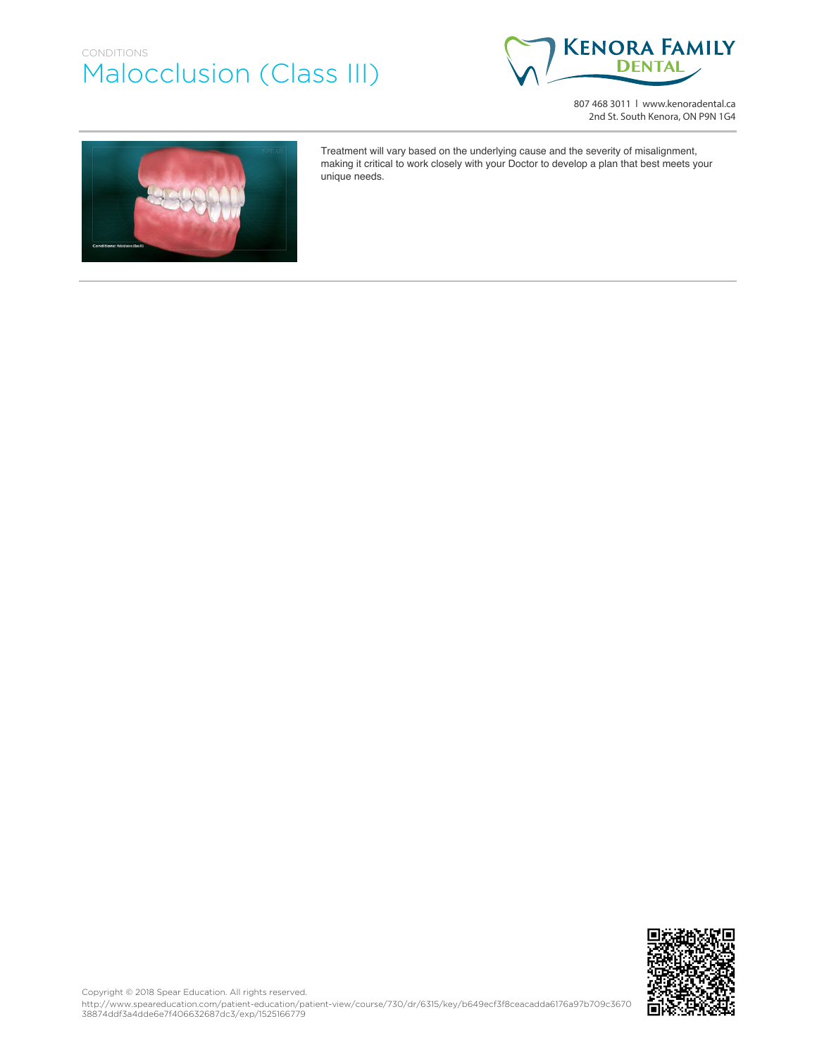CONDITIONS

# Malocclusion (Class III)

807 468 3011 I www.kenoradental.ca
2nd St. South Kenora, ON P9N 1G4

Treatment will vary based on the underlying cause and the severity of misalignment, making it critical to work closely with your Doctor to develop a plan that best meets your unique needs.

Copyright © 2018 Spear Education. All rights reserved.
http://www.speareducation.com/patient-education/patient-view/course/730/dr/6315/key/b649ecf3f8ceacadda6176a97b709c3670 38874ddf3a4dde6e7f406632687dc3/exp/1525166779